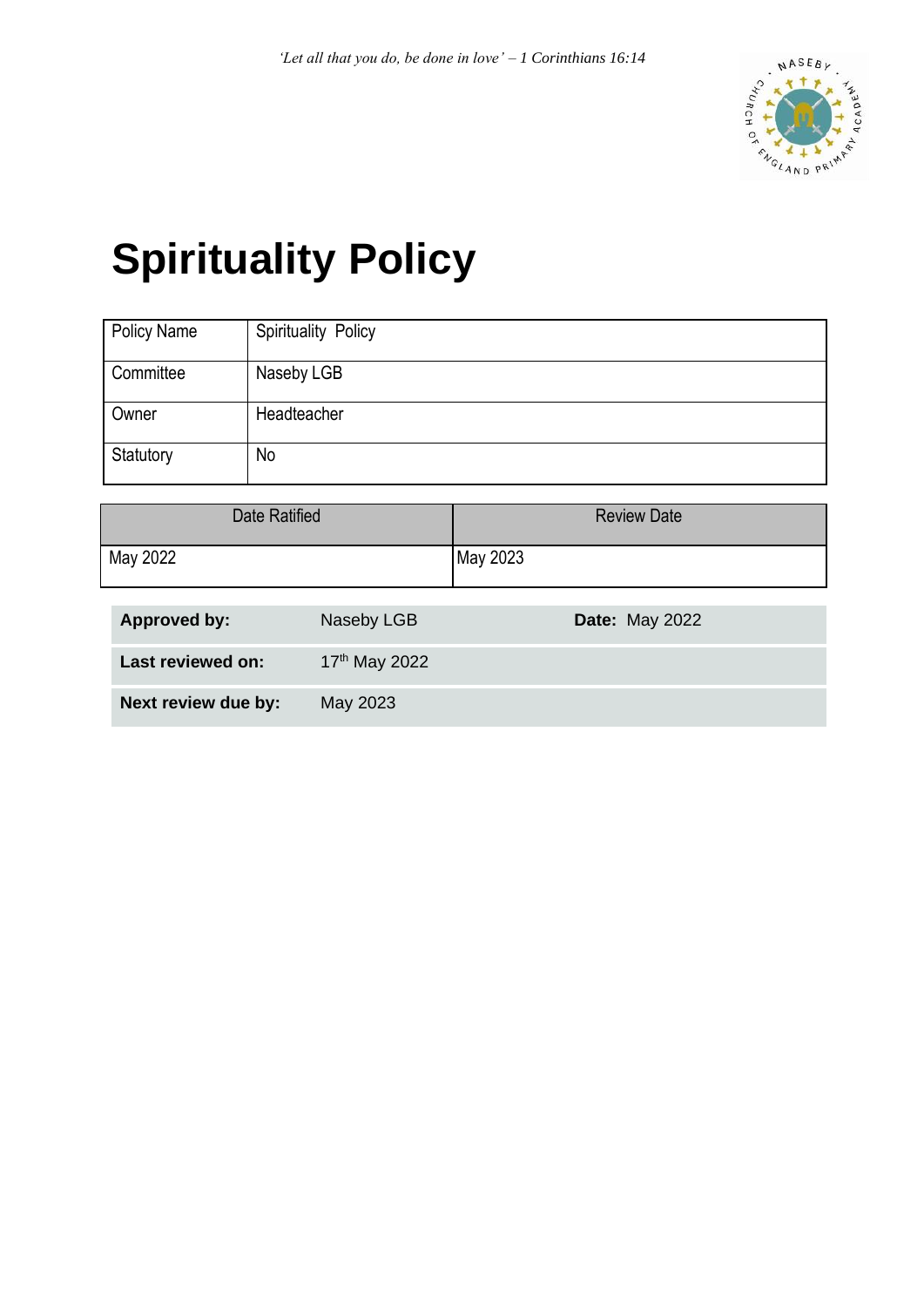*'Let all that you do, be done in love' – 1 Corinthians 16:14*

# Spirituality Policy

| Policy Name | Spirituality Policy |
|---|---|
| Committee | Naseby LGB |
| Owner | Headteacher |
| Statutory | No |

| Date Ratified | Review Date |
|---|---|
| May 2022 | May 2023 |

| **Approved by:** | Naseby LGB | **Date:** May 2022 |
|---|---|---|
| **Last reviewed on:** | 17th May 2022 | |
| **Next review due by:** | May 2023 | |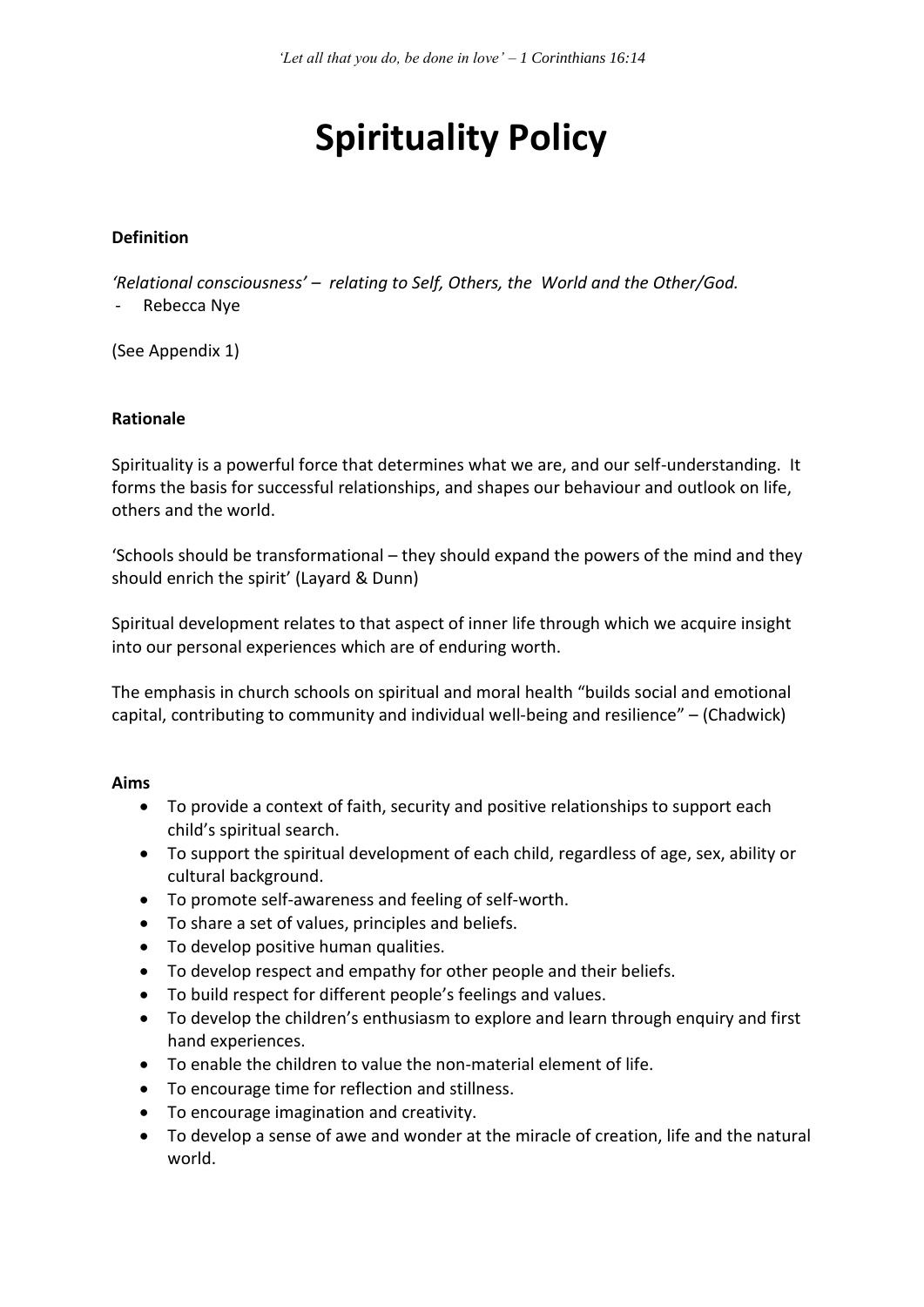*'Let all that you do, be done in love' – 1 Corinthians 16:14*

# Spirituality Policy

**Definition**

*'Relational consciousness' – relating to Self, Others, the World and the Other/God.*

- Rebecca Nye

(See Appendix 1)

**Rationale**

Spirituality is a powerful force that determines what we are, and our self-understanding. It forms the basis for successful relationships, and shapes our behaviour and outlook on life, others and the world.

'Schools should be transformational – they should expand the powers of the mind and they should enrich the spirit' (Layard & Dunn)

Spiritual development relates to that aspect of inner life through which we acquire insight into our personal experiences which are of enduring worth.

The emphasis in church schools on spiritual and moral health "builds social and emotional capital, contributing to community and individual well-being and resilience" – (Chadwick)

**Aims**

- To provide a context of faith, security and positive relationships to support each child's spiritual search.
- To support the spiritual development of each child, regardless of age, sex, ability or cultural background.
- To promote self-awareness and feeling of self-worth.
- To share a set of values, principles and beliefs.
- To develop positive human qualities.
- To develop respect and empathy for other people and their beliefs.
- To build respect for different people's feelings and values.
- To develop the children's enthusiasm to explore and learn through enquiry and first hand experiences.
- To enable the children to value the non-material element of life.
- To encourage time for reflection and stillness.
- To encourage imagination and creativity.
- To develop a sense of awe and wonder at the miracle of creation, life and the natural world.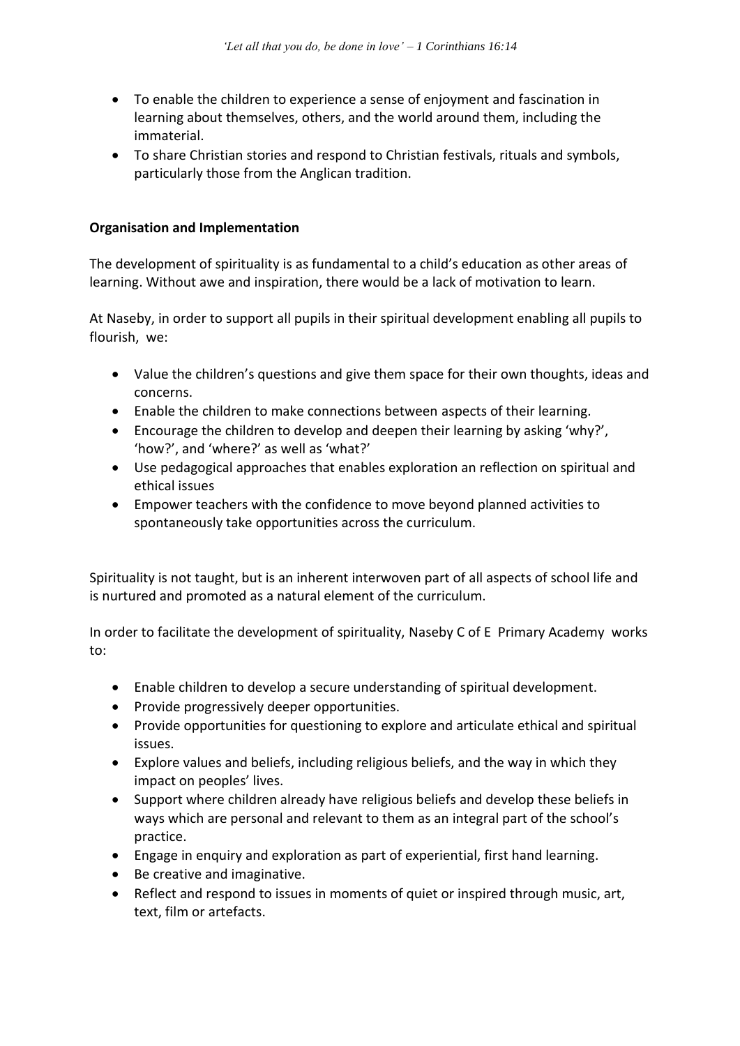- To enable the children to experience a sense of enjoyment and fascination in learning about themselves, others, and the world around them, including the immaterial.
- To share Christian stories and respond to Christian festivals, rituals and symbols, particularly those from the Anglican tradition.

**Organisation and Implementation**

The development of spirituality is as fundamental to a child's education as other areas of learning. Without awe and inspiration, there would be a lack of motivation to learn.

At Naseby, in order to support all pupils in their spiritual development enabling all pupils to flourish, we:

- Value the children's questions and give them space for their own thoughts, ideas and concerns.
- Enable the children to make connections between aspects of their learning.
- Encourage the children to develop and deepen their learning by asking 'why?', 'how?', and 'where?' as well as 'what?'
- Use pedagogical approaches that enables exploration an reflection on spiritual and ethical issues
- Empower teachers with the confidence to move beyond planned activities to spontaneously take opportunities across the curriculum.

Spirituality is not taught, but is an inherent interwoven part of all aspects of school life and is nurtured and promoted as a natural element of the curriculum.

In order to facilitate the development of spirituality, Naseby C of E Primary Academy works to:

- Enable children to develop a secure understanding of spiritual development.
- Provide progressively deeper opportunities.
- Provide opportunities for questioning to explore and articulate ethical and spiritual issues.
- Explore values and beliefs, including religious beliefs, and the way in which they impact on peoples' lives.
- Support where children already have religious beliefs and develop these beliefs in ways which are personal and relevant to them as an integral part of the school's practice.
- Engage in enquiry and exploration as part of experiential, first hand learning.
- Be creative and imaginative.
- Reflect and respond to issues in moments of quiet or inspired through music, art, text, film or artefacts.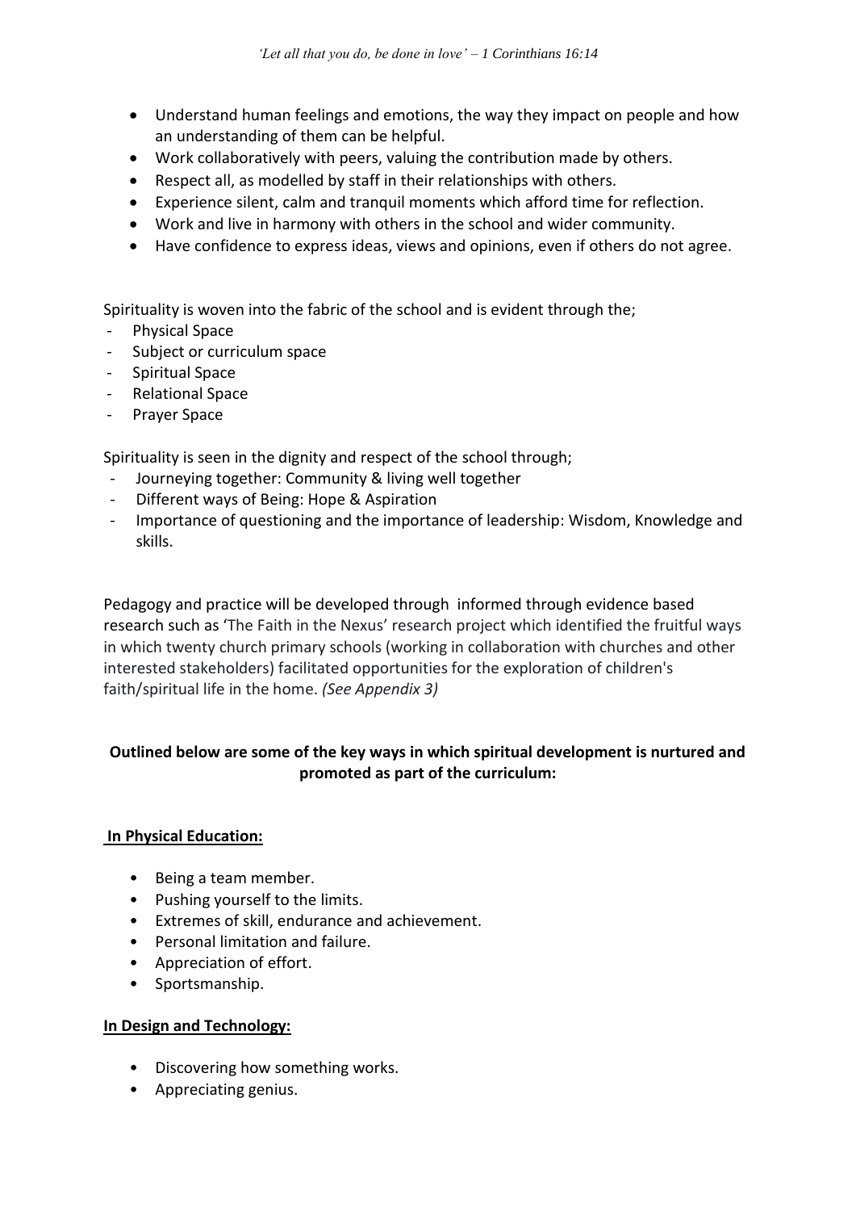- Understand human feelings and emotions, the way they impact on people and how an understanding of them can be helpful.
- Work collaboratively with peers, valuing the contribution made by others.
- Respect all, as modelled by staff in their relationships with others.
- Experience silent, calm and tranquil moments which afford time for reflection.
- Work and live in harmony with others in the school and wider community.
- Have confidence to express ideas, views and opinions, even if others do not agree.

Spirituality is woven into the fabric of the school and is evident through the;

- Physical Space
- Subject or curriculum space
- Spiritual Space
- Relational Space
- Prayer Space

Spirituality is seen in the dignity and respect of the school through;

- Journeying together: Community & living well together
- Different ways of Being: Hope & Aspiration
- Importance of questioning and the importance of leadership: Wisdom, Knowledge and skills.

Pedagogy and practice will be developed through informed through evidence based research such as 'The Faith in the Nexus' research project which identified the fruitful ways in which twenty church primary schools (working in collaboration with churches and other interested stakeholders) facilitated opportunities for the exploration of children's faith/spiritual life in the home. *(See Appendix 3)*

**Outlined below are some of the key ways in which spiritual development is nurtured and promoted as part of the curriculum:**

**In Physical Education:**

- Being a team member.
- Pushing yourself to the limits.
- Extremes of skill, endurance and achievement.
- Personal limitation and failure.
- Appreciation of effort.
- Sportsmanship.

**In Design and Technology:**

- Discovering how something works.
- Appreciating genius.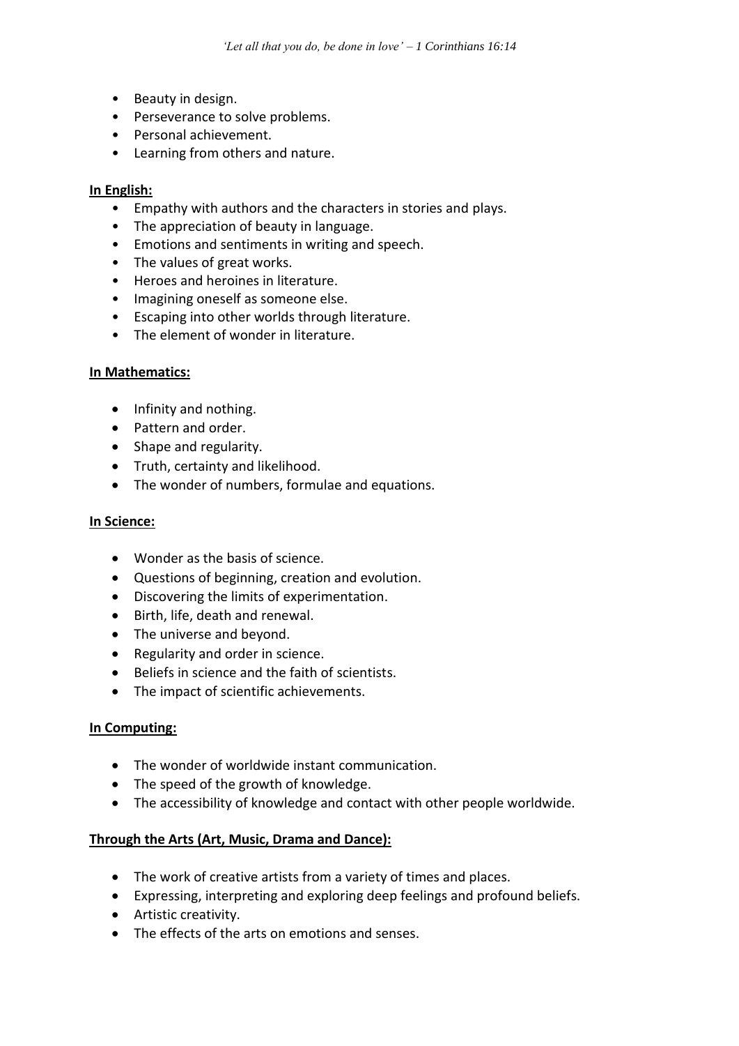- Beauty in design.
- Perseverance to solve problems.
- Personal achievement.
- Learning from others and nature.

**In English:**

- Empathy with authors and the characters in stories and plays.
- The appreciation of beauty in language.
- Emotions and sentiments in writing and speech.
- The values of great works.
- Heroes and heroines in literature.
- Imagining oneself as someone else.
- Escaping into other worlds through literature.
- The element of wonder in literature.

**In Mathematics:**

- Infinity and nothing.
- Pattern and order.
- Shape and regularity.
- Truth, certainty and likelihood.
- The wonder of numbers, formulae and equations.

**In Science:**

- Wonder as the basis of science.
- Questions of beginning, creation and evolution.
- Discovering the limits of experimentation.
- Birth, life, death and renewal.
- The universe and beyond.
- Regularity and order in science.
- Beliefs in science and the faith of scientists.
- The impact of scientific achievements.

**In Computing:**

- The wonder of worldwide instant communication.
- The speed of the growth of knowledge.
- The accessibility of knowledge and contact with other people worldwide.

**Through the Arts (Art, Music, Drama and Dance):**

- The work of creative artists from a variety of times and places.
- Expressing, interpreting and exploring deep feelings and profound beliefs.
- Artistic creativity.
- The effects of the arts on emotions and senses.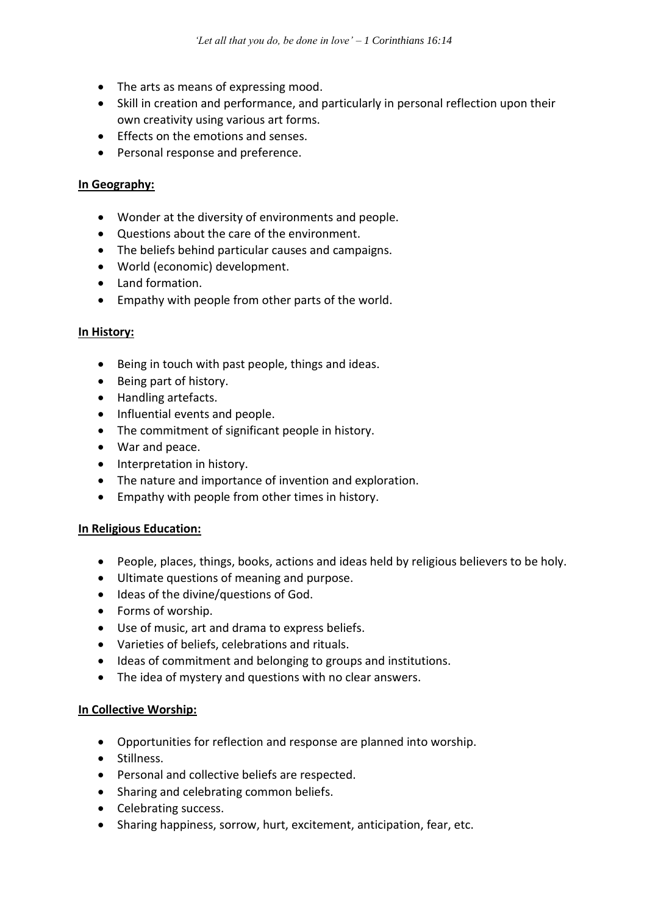- The arts as means of expressing mood.
- Skill in creation and performance, and particularly in personal reflection upon their own creativity using various art forms.
- Effects on the emotions and senses.
- Personal response and preference.

**In Geography:**

- Wonder at the diversity of environments and people.
- Questions about the care of the environment.
- The beliefs behind particular causes and campaigns.
- World (economic) development.
- Land formation.
- Empathy with people from other parts of the world.

**In History:**

- Being in touch with past people, things and ideas.
- Being part of history.
- Handling artefacts.
- Influential events and people.
- The commitment of significant people in history.
- War and peace.
- Interpretation in history.
- The nature and importance of invention and exploration.
- Empathy with people from other times in history.

**In Religious Education:**

- People, places, things, books, actions and ideas held by religious believers to be holy.
- Ultimate questions of meaning and purpose.
- Ideas of the divine/questions of God.
- Forms of worship.
- Use of music, art and drama to express beliefs.
- Varieties of beliefs, celebrations and rituals.
- Ideas of commitment and belonging to groups and institutions.
- The idea of mystery and questions with no clear answers.

**In Collective Worship:**

- Opportunities for reflection and response are planned into worship.
- Stillness.
- Personal and collective beliefs are respected.
- Sharing and celebrating common beliefs.
- Celebrating success.
- Sharing happiness, sorrow, hurt, excitement, anticipation, fear, etc.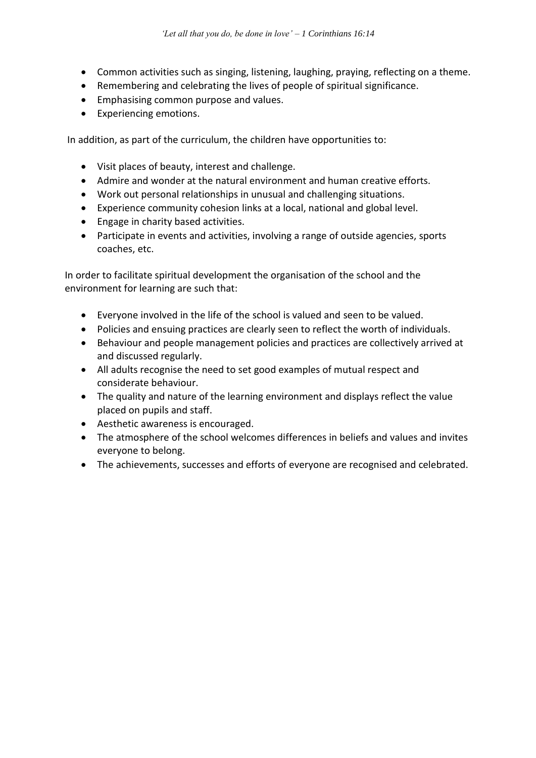- Common activities such as singing, listening, laughing, praying, reflecting on a theme.
- Remembering and celebrating the lives of people of spiritual significance.
- Emphasising common purpose and values.
- Experiencing emotions.

In addition, as part of the curriculum, the children have opportunities to:

- Visit places of beauty, interest and challenge.
- Admire and wonder at the natural environment and human creative efforts.
- Work out personal relationships in unusual and challenging situations.
- Experience community cohesion links at a local, national and global level.
- Engage in charity based activities.
- Participate in events and activities, involving a range of outside agencies, sports coaches, etc.

In order to facilitate spiritual development the organisation of the school and the environment for learning are such that:

- Everyone involved in the life of the school is valued and seen to be valued.
- Policies and ensuing practices are clearly seen to reflect the worth of individuals.
- Behaviour and people management policies and practices are collectively arrived at and discussed regularly.
- All adults recognise the need to set good examples of mutual respect and considerate behaviour.
- The quality and nature of the learning environment and displays reflect the value placed on pupils and staff.
- Aesthetic awareness is encouraged.
- The atmosphere of the school welcomes differences in beliefs and values and invites everyone to belong.
- The achievements, successes and efforts of everyone are recognised and celebrated.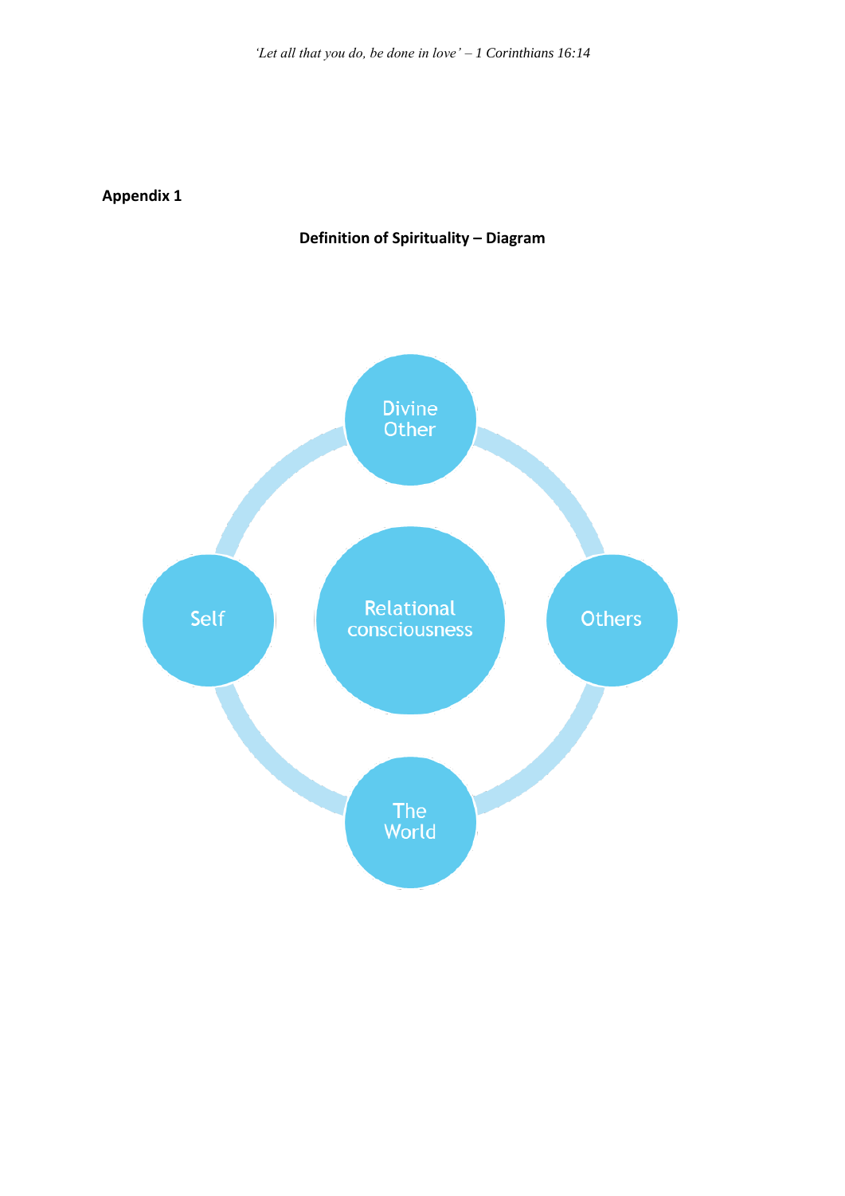**Appendix 1**

**Definition of Spirituality – Diagram**

Divine Other

Self

Relational consciousness

Others

The World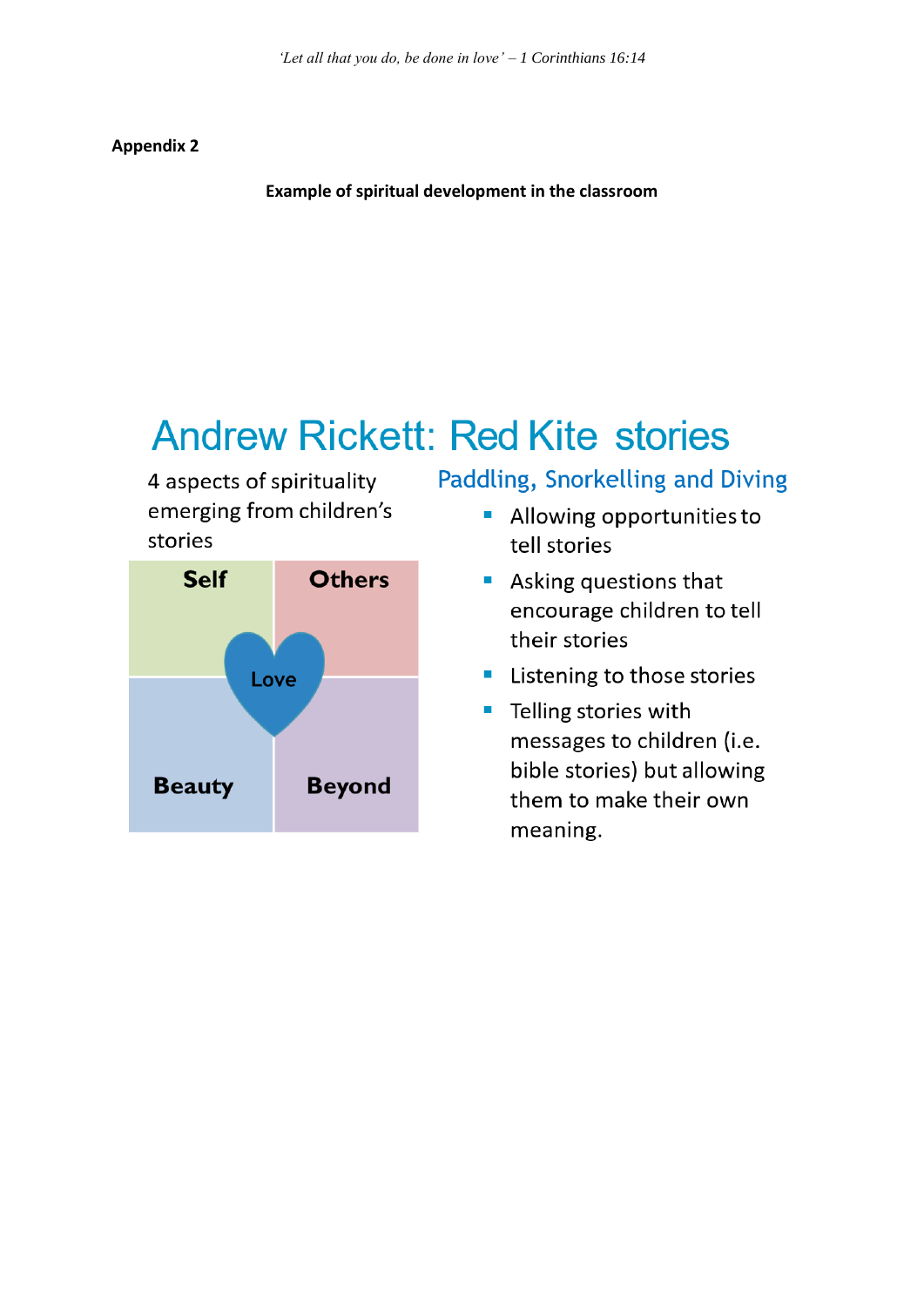**Appendix 2**

**Example of spiritual development in the classroom**

# Andrew Rickett: Red Kite stories

4 aspects of spirituality emerging from children's stories

| Self | Others |
|---|---|
| Beauty | Beyond |

Love

## Paddling, Snorkelling and Diving

- Allowing opportunities to tell stories
- Asking questions that encourage children to tell their stories
- Listening to those stories
- Telling stories with messages to children (i.e. bible stories) but allowing them to make their own meaning.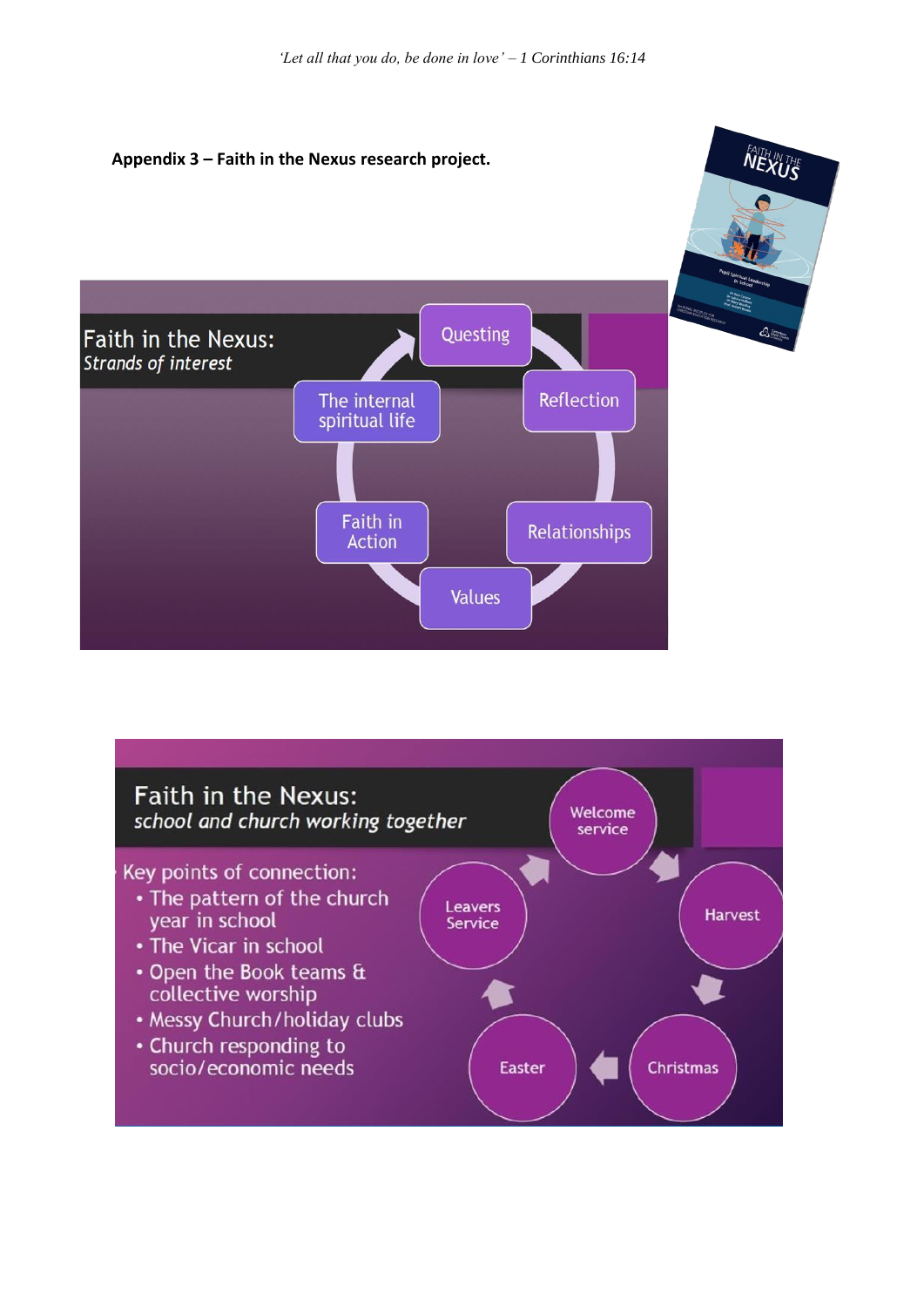*'Let all that you do, be done in love' – 1 Corinthians 16:14*

**Appendix 3 – Faith in the Nexus research project.**

Faith in the Nexus:
*Strands of interest*

Questing
Reflection
Relationships
Values
Faith in Action
The internal spiritual life

Faith in the Nexus:
*school and church working together*

Key points of connection:

- The pattern of the church year in school
- The Vicar in school
- Open the Book teams & collective worship
- Messy Church/holiday clubs
- Church responding to socio/economic needs

Welcome service
Harvest
Christmas
Easter
Leavers Service